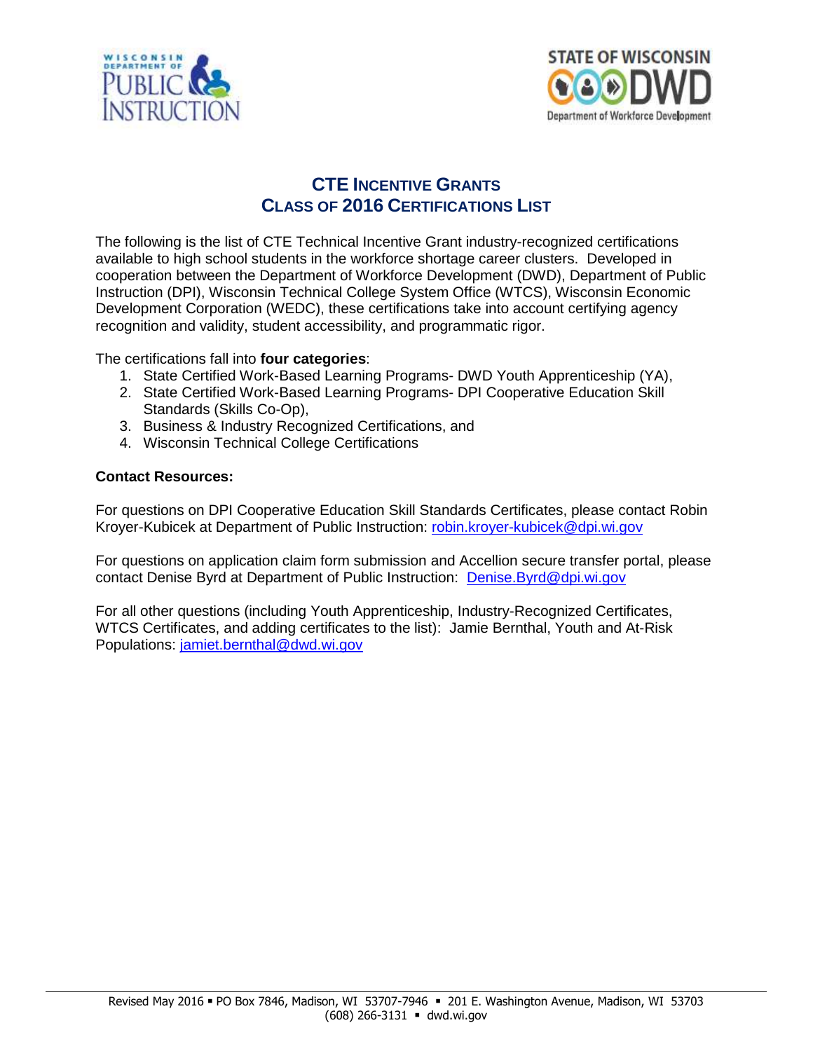# CTE Incentive Grants
# Class of 2016 Certifications List

The following is the list of CTE Technical Incentive Grant industry-recognized certifications available to high school students in the workforce shortage career clusters. Developed in cooperation between the Department of Workforce Development (DWD), Department of Public Instruction (DPI), Wisconsin Technical College System Office (WTCS), Wisconsin Economic Development Corporation (WEDC), these certifications take into account certifying agency recognition and validity, student accessibility, and programmatic rigor.

The certifications fall into **four categories**:

1. State Certified Work-Based Learning Programs- DWD Youth Apprenticeship (YA),
2. State Certified Work-Based Learning Programs- DPI Cooperative Education Skill Standards (Skills Co-Op),
3. Business & Industry Recognized Certifications, and
4. Wisconsin Technical College Certifications

**Contact Resources:**

For questions on DPI Cooperative Education Skill Standards Certificates, please contact Robin Kroyer-Kubicek at Department of Public Instruction: robin.kroyer-kubicek@dpi.wi.gov

For questions on application claim form submission and Accellion secure transfer portal, please contact Denise Byrd at Department of Public Instruction: Denise.Byrd@dpi.wi.gov

For all other questions (including Youth Apprenticeship, Industry-Recognized Certificates, WTCS Certificates, and adding certificates to the list): Jamie Bernthal, Youth and At-Risk Populations: jamiet.bernthal@dwd.wi.gov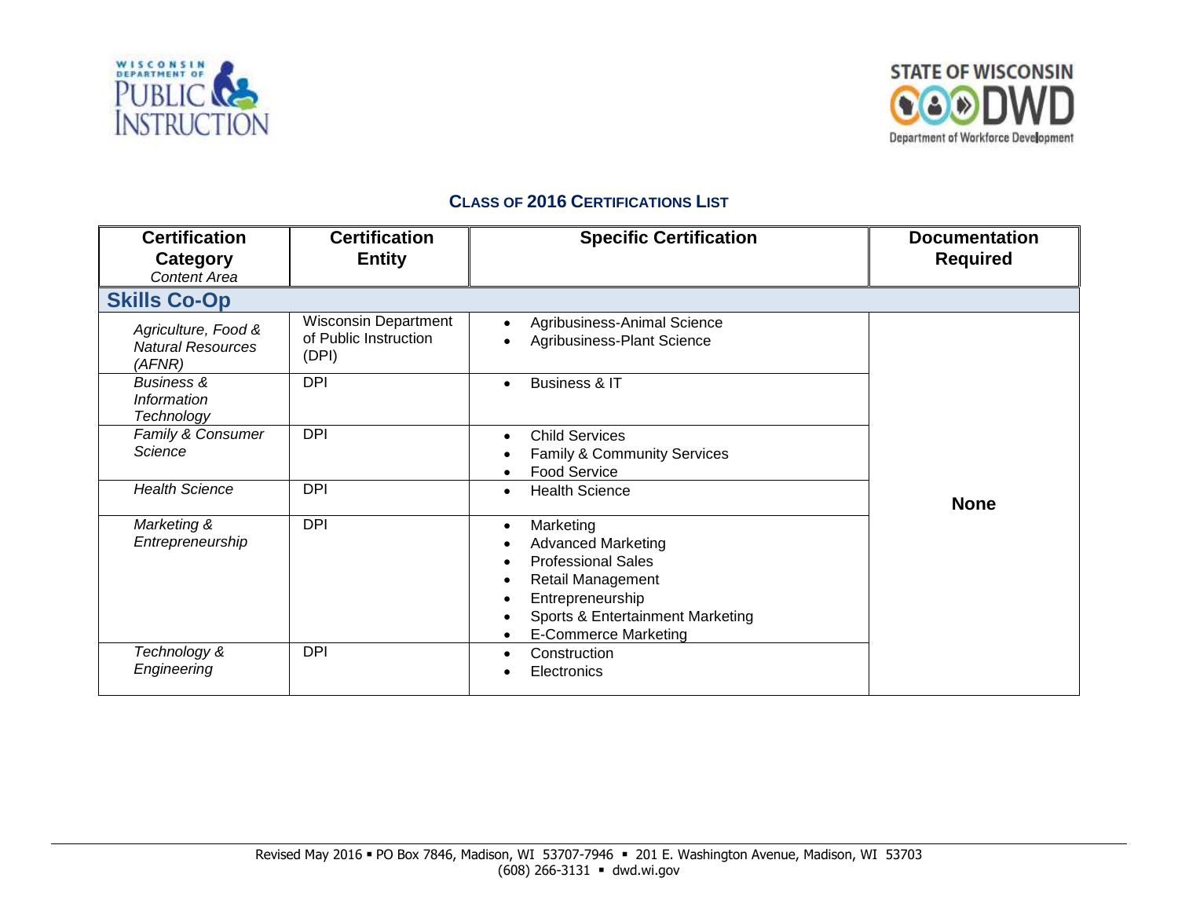## Class of 2016 Certifications List

| Certification Category *Content Area* | Certification Entity | Specific Certification | Documentation Required |
|---|---|---|---|
| **Skills Co-Op** | | | |
| *Agriculture, Food & Natural Resources (AFNR)* | Wisconsin Department of Public Instruction (DPI) | • Agribusiness-Animal Science<br>• Agribusiness-Plant Science | None |
| *Business & Information Technology* | DPI | • Business & IT | None |
| *Family & Consumer Science* | DPI | • Child Services<br>• Family & Community Services<br>• Food Service | None |
| *Health Science* | DPI | • Health Science | None |
| *Marketing & Entrepreneurship* | DPI | • Marketing<br>• Advanced Marketing<br>• Professional Sales<br>• Retail Management<br>• Entrepreneurship<br>• Sports & Entertainment Marketing<br>• E-Commerce Marketing | None |
| *Technology & Engineering* | DPI | • Construction<br>• Electronics | None |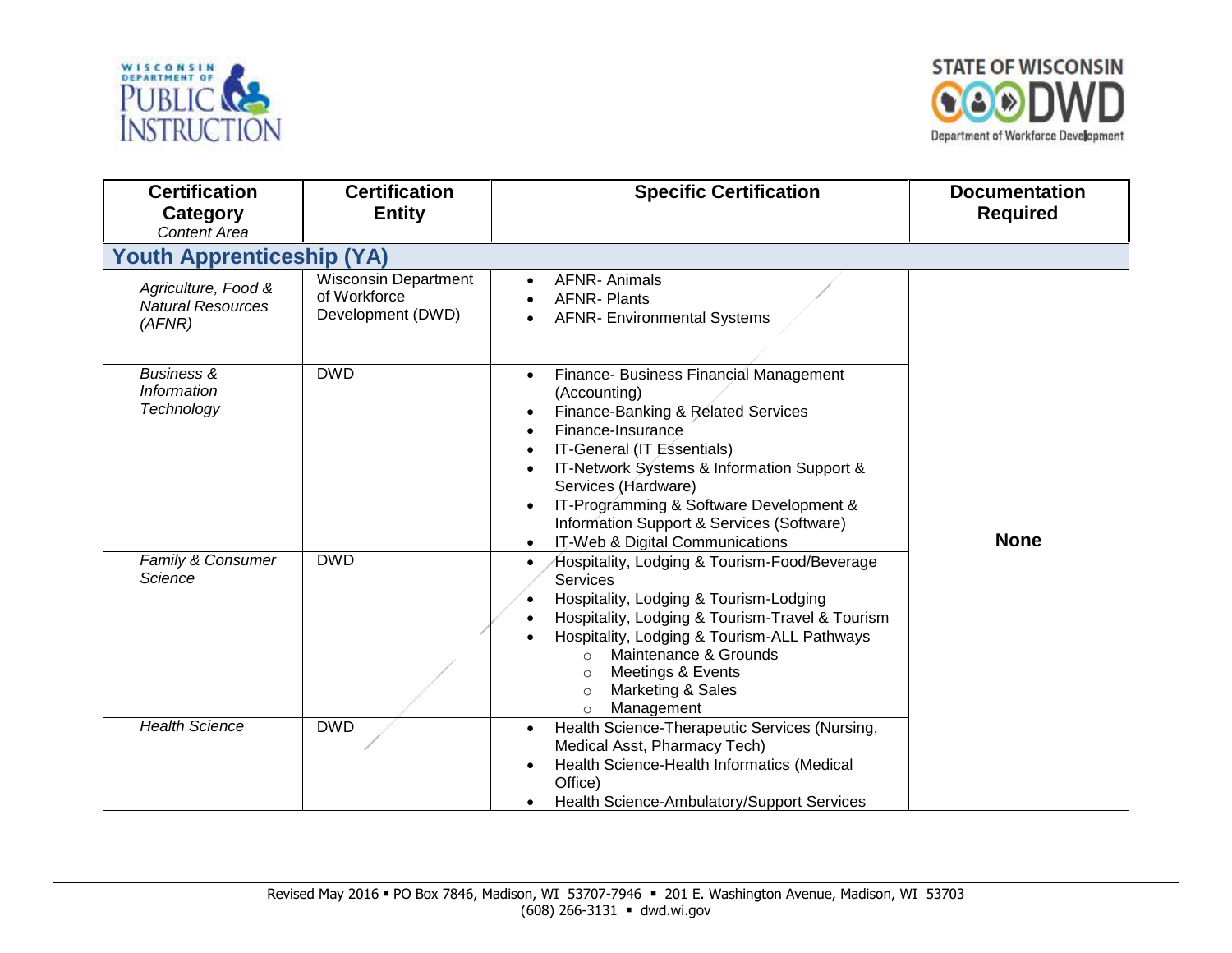| Certification Category *Content Area* | Certification Entity | Specific Certification | Documentation Required |
|---|---|---|---|
| **Youth Apprenticeship (YA)** | | | |
| *Agriculture, Food & Natural Resources (AFNR)* | Wisconsin Department of Workforce Development (DWD) | • AFNR- Animals<br>• AFNR- Plants<br>• AFNR- Environmental Systems | None |
| *Business & Information Technology* | DWD | • Finance- Business Financial Management (Accounting)<br>• Finance-Banking & Related Services<br>• Finance-Insurance<br>• IT-General (IT Essentials)<br>• IT-Network Systems & Information Support & Services (Hardware)<br>• IT-Programming & Software Development & Information Support & Services (Software)<br>• IT-Web & Digital Communications | None |
| *Family & Consumer Science* | DWD | • Hospitality, Lodging & Tourism-Food/Beverage Services<br>• Hospitality, Lodging & Tourism-Lodging<br>• Hospitality, Lodging & Tourism-Travel & Tourism<br>• Hospitality, Lodging & Tourism-ALL Pathways<br>  ○ Maintenance & Grounds<br>  ○ Meetings & Events<br>  ○ Marketing & Sales<br>  ○ Management | None |
| *Health Science* | DWD | • Health Science-Therapeutic Services (Nursing, Medical Asst, Pharmacy Tech)<br>• Health Science-Health Informatics (Medical Office)<br>• Health Science-Ambulatory/Support Services | None |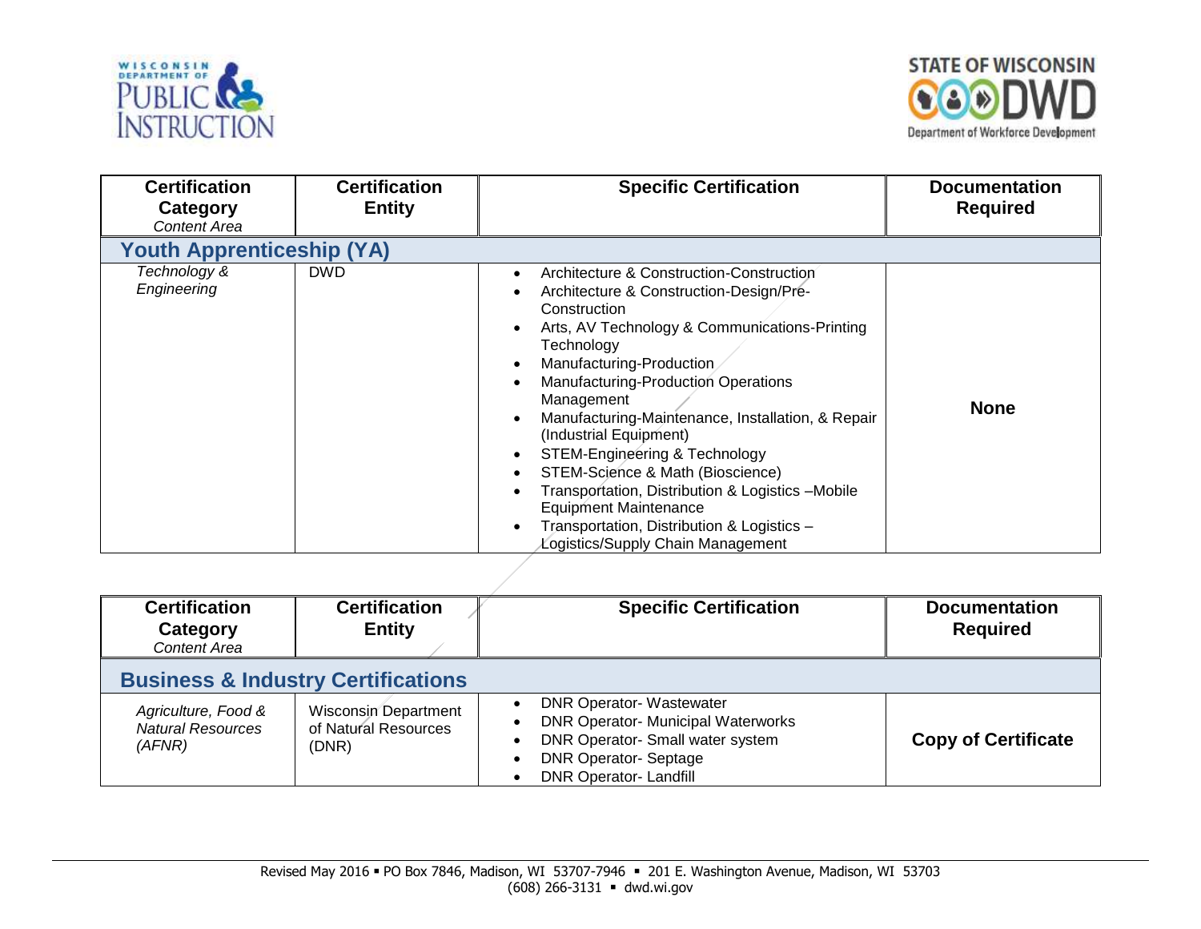| Certification Category *Content Area* | Certification Entity | Specific Certification | Documentation Required |
|---|---|---|---|
| **Youth Apprenticeship (YA)** | | | |
| *Technology & Engineering* | DWD | • Architecture & Construction-Construction<br>• Architecture & Construction-Design/Pre-Construction<br>• Arts, AV Technology & Communications-Printing Technology<br>• Manufacturing-Production<br>• Manufacturing-Production Operations Management<br>• Manufacturing-Maintenance, Installation, & Repair (Industrial Equipment)<br>• STEM-Engineering & Technology<br>• STEM-Science & Math (Bioscience)<br>• Transportation, Distribution & Logistics –Mobile Equipment Maintenance<br>• Transportation, Distribution & Logistics – Logistics/Supply Chain Management | **None** |

| Certification Category *Content Area* | Certification Entity | Specific Certification | Documentation Required |
|---|---|---|---|
| **Business & Industry Certifications** | | | |
| *Agriculture, Food & Natural Resources (AFNR)* | Wisconsin Department of Natural Resources (DNR) | • DNR Operator- Wastewater<br>• DNR Operator- Municipal Waterworks<br>• DNR Operator- Small water system<br>• DNR Operator- Septage<br>• DNR Operator- Landfill | **Copy of Certificate** |

Revised May 2016 ▪ PO Box 7846, Madison, WI 53707-7946 ▪ 201 E. Washington Avenue, Madison, WI 53703
(608) 266-3131 ▪ dwd.wi.gov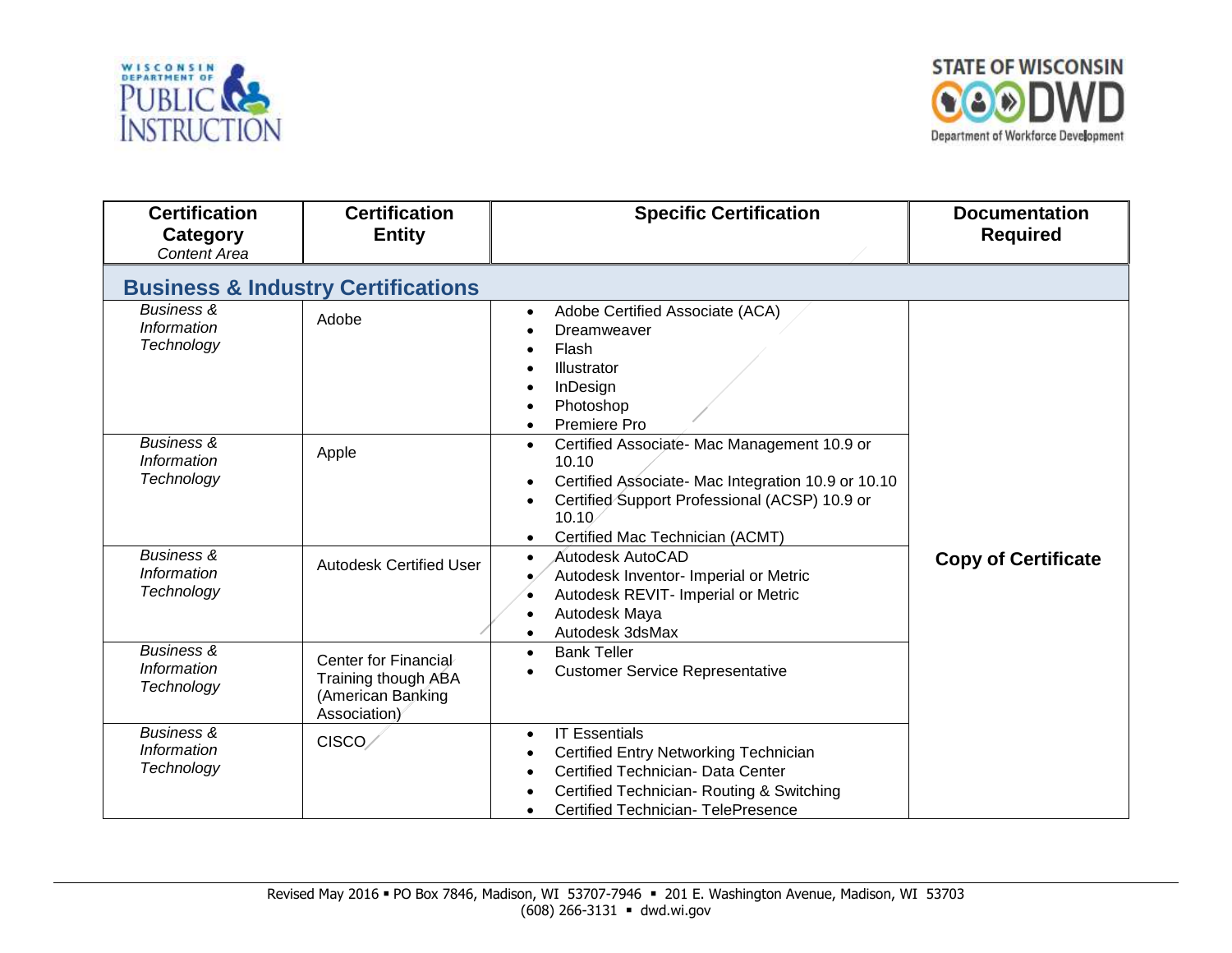| Certification Category *Content Area* | Certification Entity | Specific Certification | Documentation Required |
|---|---|---|---|
| **Business & Industry Certifications** | | | |
| *Business & Information Technology* | Adobe | • Adobe Certified Associate (ACA)<br>• Dreamweaver<br>• Flash<br>• Illustrator<br>• InDesign<br>• Photoshop<br>• Premiere Pro | **Copy of Certificate** |
| *Business & Information Technology* | Apple | • Certified Associate- Mac Management 10.9 or 10.10<br>• Certified Associate- Mac Integration 10.9 or 10.10<br>• Certified Support Professional (ACSP) 10.9 or 10.10<br>• Certified Mac Technician (ACMT) | **Copy of Certificate** |
| *Business & Information Technology* | Autodesk Certified User | • Autodesk AutoCAD<br>• Autodesk Inventor- Imperial or Metric<br>• Autodesk REVIT- Imperial or Metric<br>• Autodesk Maya<br>• Autodesk 3dsMax | **Copy of Certificate** |
| *Business & Information Technology* | Center for Financial Training though ABA (American Banking Association) | • Bank Teller<br>• Customer Service Representative | **Copy of Certificate** |
| *Business & Information Technology* | CISCO | • IT Essentials<br>• Certified Entry Networking Technician<br>• Certified Technician- Data Center<br>• Certified Technician- Routing & Switching<br>• Certified Technician- TelePresence | **Copy of Certificate** |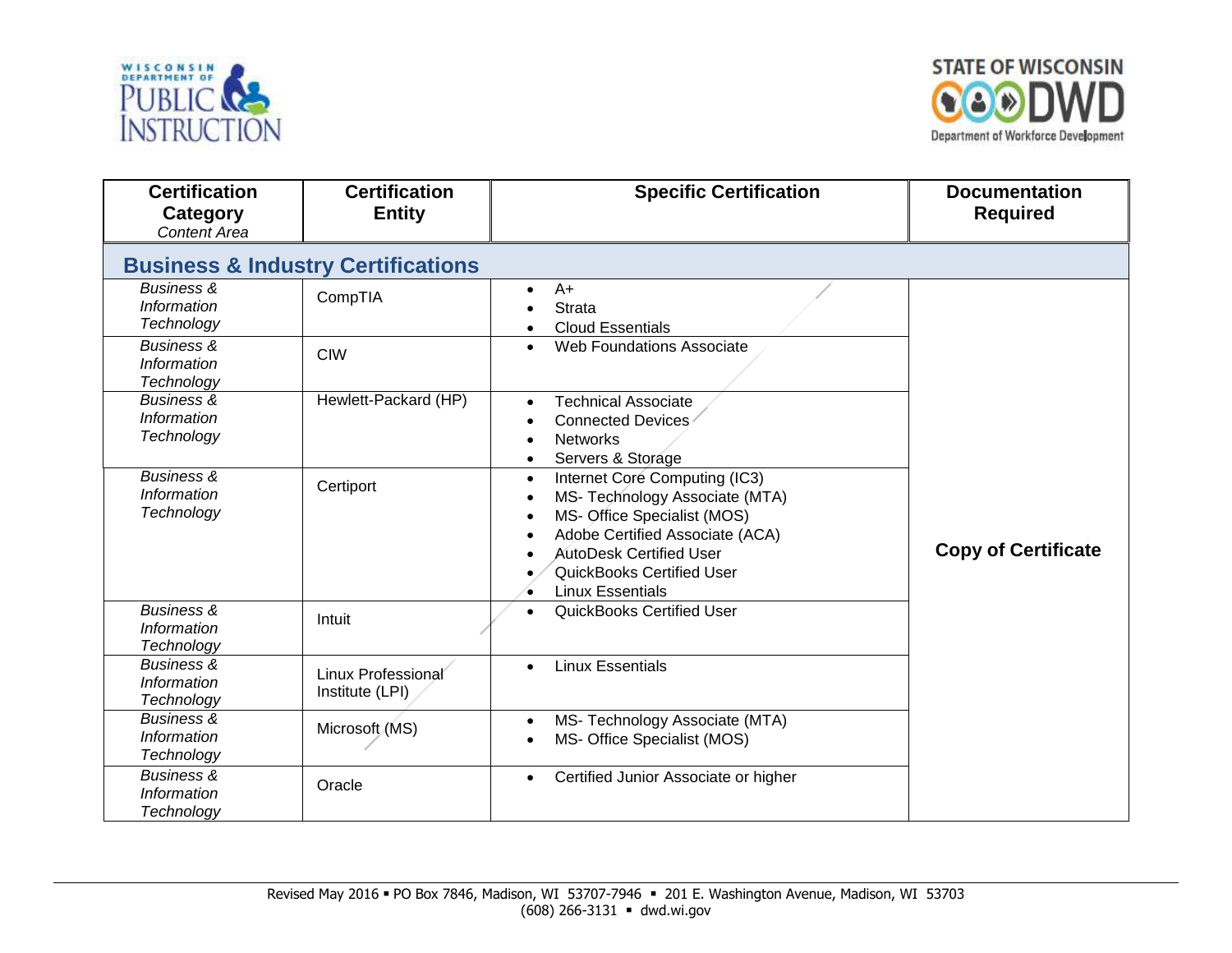| Certification Category *Content Area* | Certification Entity | Specific Certification | Documentation Required |
|---|---|---|---|
| **Business & Industry Certifications** | | | |
| *Business & Information Technology* | CompTIA | • A+<br>• Strata<br>• Cloud Essentials | Copy of Certificate |
| *Business & Information Technology* | CIW | • Web Foundations Associate | Copy of Certificate |
| *Business & Information Technology* | Hewlett-Packard (HP) | • Technical Associate<br>• Connected Devices<br>• Networks<br>• Servers & Storage | Copy of Certificate |
| *Business & Information Technology* | Certiport | • Internet Core Computing (IC3)<br>• MS- Technology Associate (MTA)<br>• MS- Office Specialist (MOS)<br>• Adobe Certified Associate (ACA)<br>• AutoDesk Certified User<br>• QuickBooks Certified User<br>• Linux Essentials | Copy of Certificate |
| *Business & Information Technology* | Intuit | • QuickBooks Certified User | Copy of Certificate |
| *Business & Information Technology* | Linux Professional Institute (LPI) | • Linux Essentials | Copy of Certificate |
| *Business & Information Technology* | Microsoft (MS) | • MS- Technology Associate (MTA)<br>• MS- Office Specialist (MOS) | Copy of Certificate |
| *Business & Information Technology* | Oracle | • Certified Junior Associate or higher | Copy of Certificate |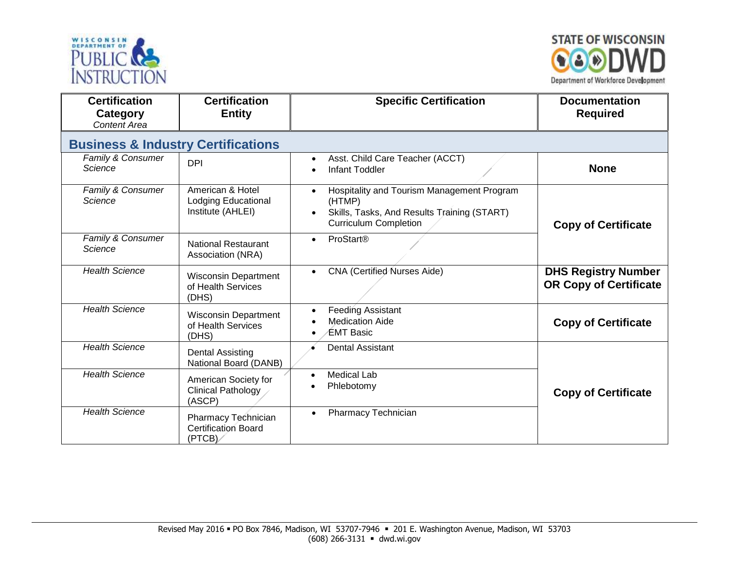| Certification Category *Content Area* | Certification Entity | Specific Certification | Documentation Required |
|---|---|---|---|
| **Business & Industry Certifications** | | | |
| *Family & Consumer Science* | DPI | • Asst. Child Care Teacher (ACCT)<br>• Infant Toddler | **None** |
| *Family & Consumer Science* | American & Hotel Lodging Educational Institute (AHLEI) | • Hospitality and Tourism Management Program (HTMP)<br>• Skills, Tasks, And Results Training (START) Curriculum Completion | **Copy of Certificate** |
| *Family & Consumer Science* | National Restaurant Association (NRA) | • ProStart® | **Copy of Certificate** |
| *Health Science* | Wisconsin Department of Health Services (DHS) | • CNA (Certified Nurses Aide) | **DHS Registry Number OR Copy of Certificate** |
| *Health Science* | Wisconsin Department of Health Services (DHS) | • Feeding Assistant<br>• Medication Aide<br>• EMT Basic | **Copy of Certificate** |
| *Health Science* | Dental Assisting National Board (DANB) | • Dental Assistant | **Copy of Certificate** |
| *Health Science* | American Society for Clinical Pathology (ASCP) | • Medical Lab<br>• Phlebotomy | **Copy of Certificate** |
| *Health Science* | Pharmacy Technician Certification Board (PTCB) | • Pharmacy Technician | **Copy of Certificate** |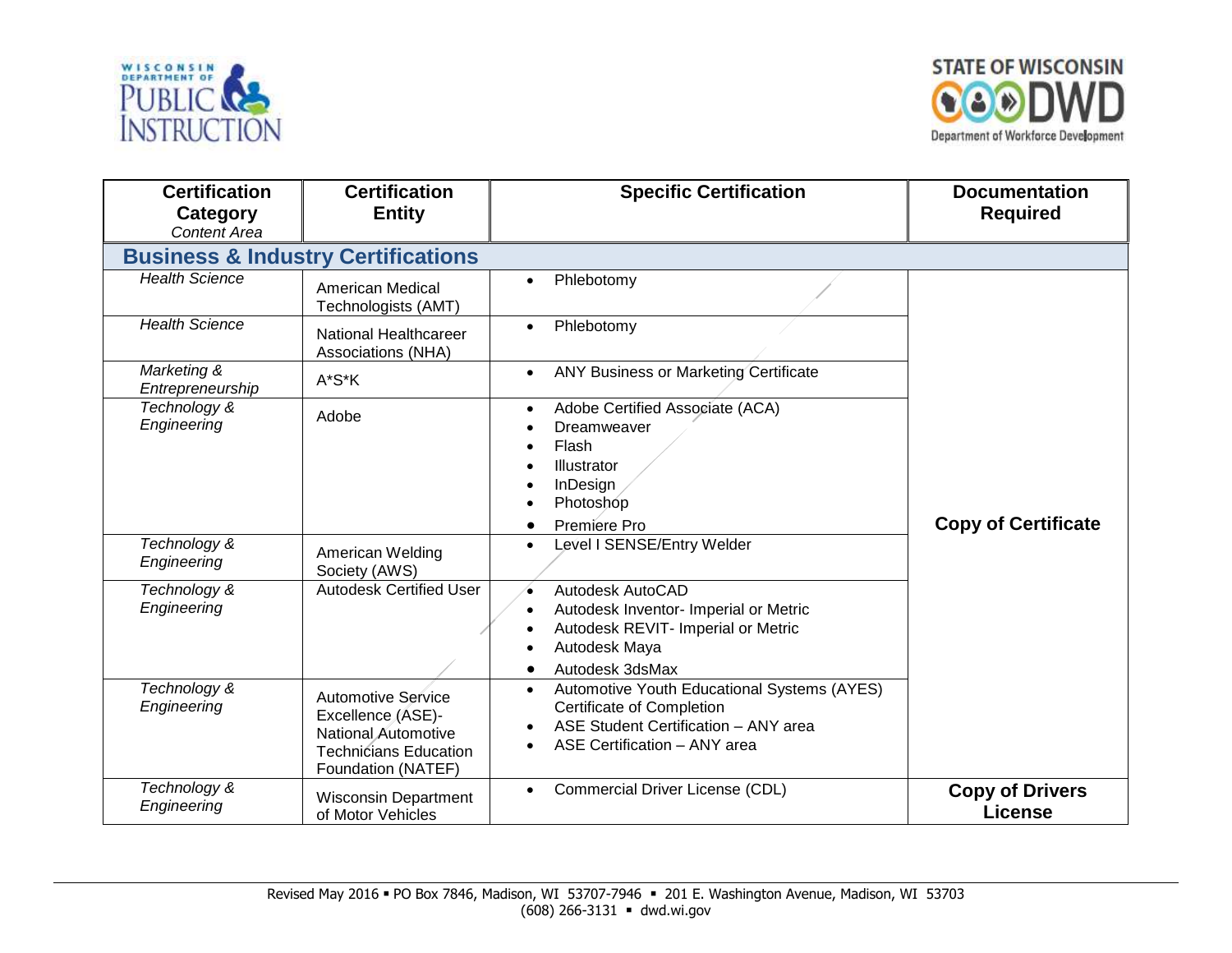| Certification Category *Content Area* | Certification Entity | Specific Certification | Documentation Required |
|---|---|---|---|
| **Business & Industry Certifications** | | | |
| *Health Science* | American Medical Technologists (AMT) | • Phlebotomy | **Copy of Certificate** |
| *Health Science* | National Healthcareer Associations (NHA) | • Phlebotomy | |
| *Marketing & Entrepreneurship* | A*S*K | • ANY Business or Marketing Certificate | |
| *Technology & Engineering* | Adobe | • Adobe Certified Associate (ACA)<br>• Dreamweaver<br>• Flash<br>• Illustrator<br>• InDesign<br>• Photoshop<br>• Premiere Pro | |
| *Technology & Engineering* | American Welding Society (AWS) | • Level I SENSE/Entry Welder | |
| *Technology & Engineering* | Autodesk Certified User | • Autodesk AutoCAD<br>• Autodesk Inventor- Imperial or Metric<br>• Autodesk REVIT- Imperial or Metric<br>• Autodesk Maya<br>• Autodesk 3dsMax | |
| *Technology & Engineering* | Automotive Service Excellence (ASE)- National Automotive Technicians Education Foundation (NATEF) | • Automotive Youth Educational Systems (AYES) Certificate of Completion<br>• ASE Student Certification – ANY area<br>• ASE Certification – ANY area | |
| *Technology & Engineering* | Wisconsin Department of Motor Vehicles | • Commercial Driver License (CDL) | **Copy of Drivers License** |

Revised May 2016 ▪ PO Box 7846, Madison, WI 53707-7946 ▪ 201 E. Washington Avenue, Madison, WI 53703
(608) 266-3131 ▪ dwd.wi.gov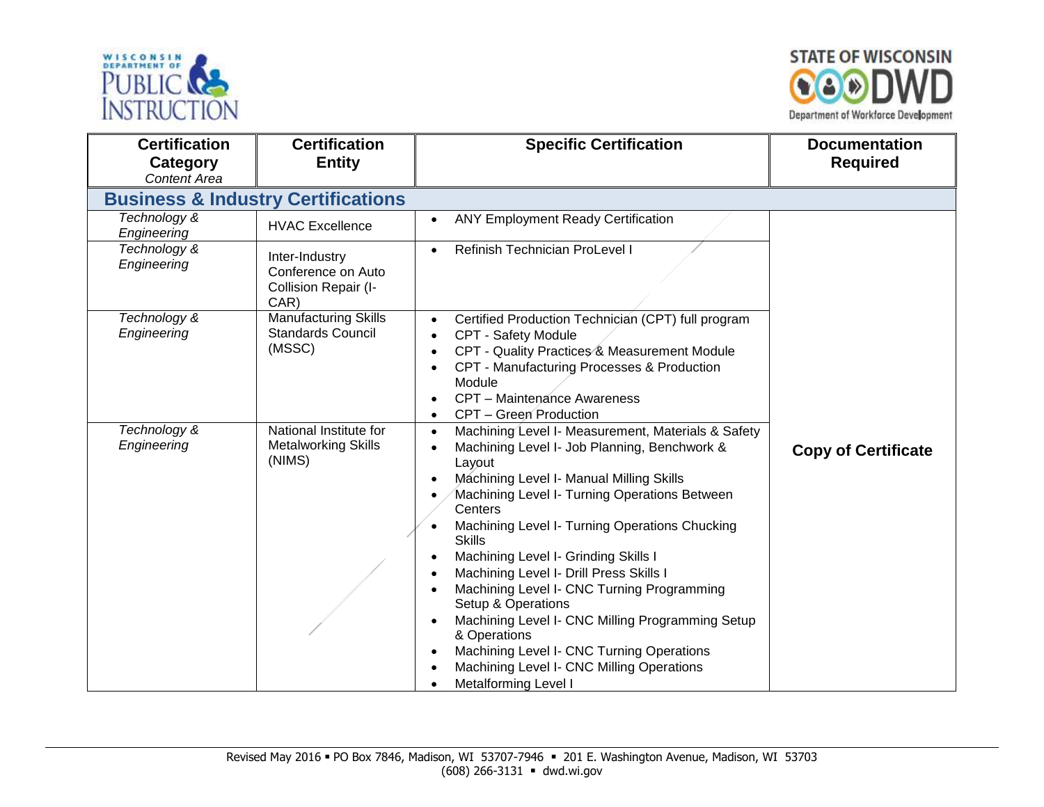| Certification Category *Content Area* | Certification Entity | Specific Certification | Documentation Required |
|---|---|---|---|
| **Business & Industry Certifications** | | | |
| *Technology & Engineering* | HVAC Excellence | • ANY Employment Ready Certification | **Copy of Certificate** |
| *Technology & Engineering* | Inter-Industry Conference on Auto Collision Repair (I-CAR) | • Refinish Technician ProLevel I | |
| *Technology & Engineering* | Manufacturing Skills Standards Council (MSSC) | • Certified Production Technician (CPT) full program<br>• CPT - Safety Module<br>• CPT - Quality Practices & Measurement Module<br>• CPT - Manufacturing Processes & Production Module<br>• CPT – Maintenance Awareness<br>• CPT – Green Production | |
| *Technology & Engineering* | National Institute for Metalworking Skills (NIMS) | • Machining Level I- Measurement, Materials & Safety<br>• Machining Level I- Job Planning, Benchwork & Layout<br>• Machining Level I- Manual Milling Skills<br>• Machining Level I- Turning Operations Between Centers<br>• Machining Level I- Turning Operations Chucking Skills<br>• Machining Level I- Grinding Skills I<br>• Machining Level I- Drill Press Skills I<br>• Machining Level I- CNC Turning Programming Setup & Operations<br>• Machining Level I- CNC Milling Programming Setup & Operations<br>• Machining Level I- CNC Turning Operations<br>• Machining Level I- CNC Milling Operations<br>• Metalforming Level I | |

Revised May 2016 ▪ PO Box 7846, Madison, WI 53707-7946 ▪ 201 E. Washington Avenue, Madison, WI 53703
(608) 266-3131 ▪ dwd.wi.gov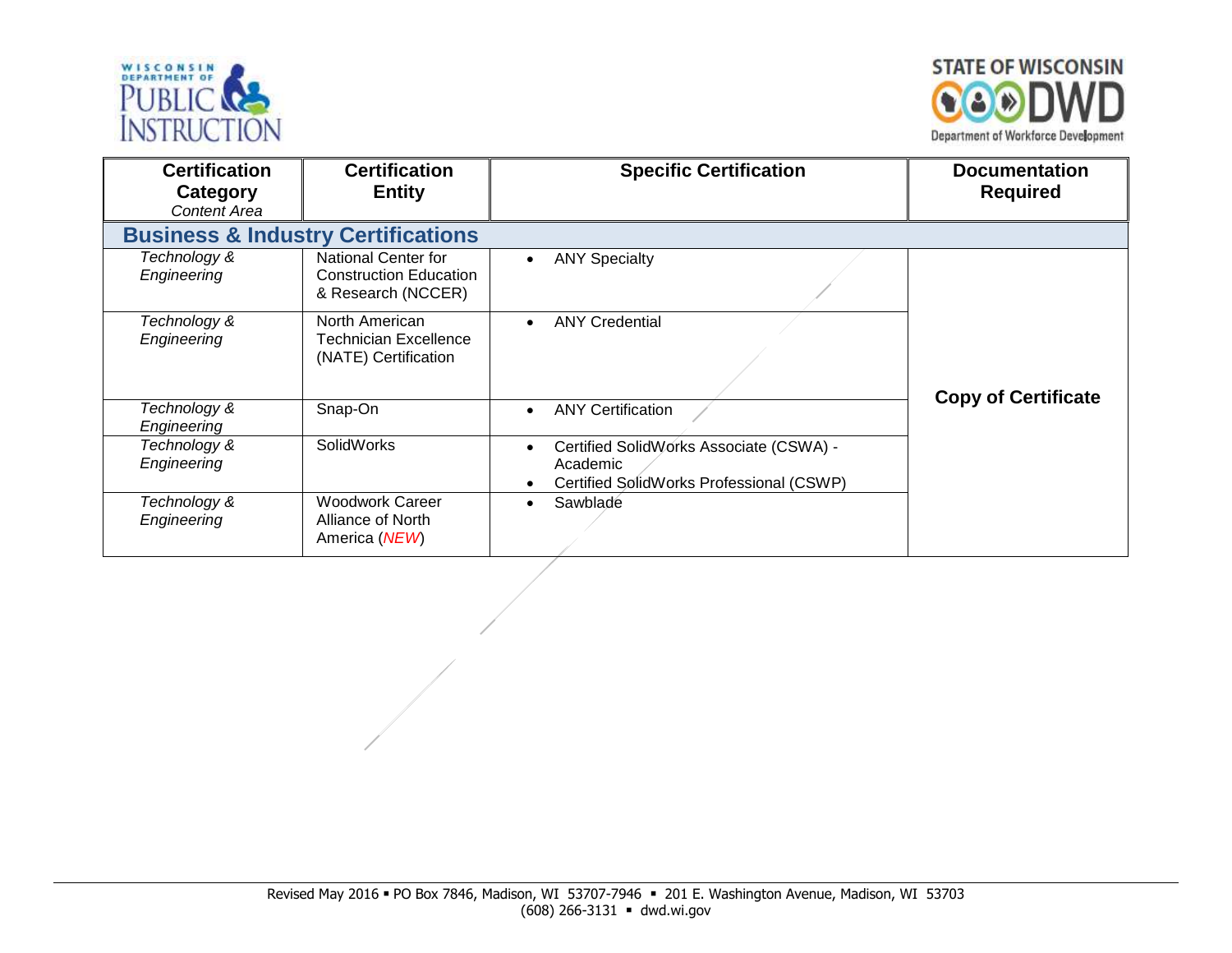| Certification Category *Content Area* | Certification Entity | Specific Certification | Documentation Required |
|---|---|---|---|
| **Business & Industry Certifications** | | | |
| *Technology & Engineering* | National Center for Construction Education & Research (NCCER) | • ANY Specialty | **Copy of Certificate** |
| *Technology & Engineering* | North American Technician Excellence (NATE) Certification | • ANY Credential | |
| *Technology & Engineering* | Snap-On | • ANY Certification | |
| *Technology & Engineering* | SolidWorks | • Certified SolidWorks Associate (CSWA) - Academic<br>• Certified SolidWorks Professional (CSWP) | |
| *Technology & Engineering* | Woodwork Career Alliance of North America (*NEW*) | • Sawblade | |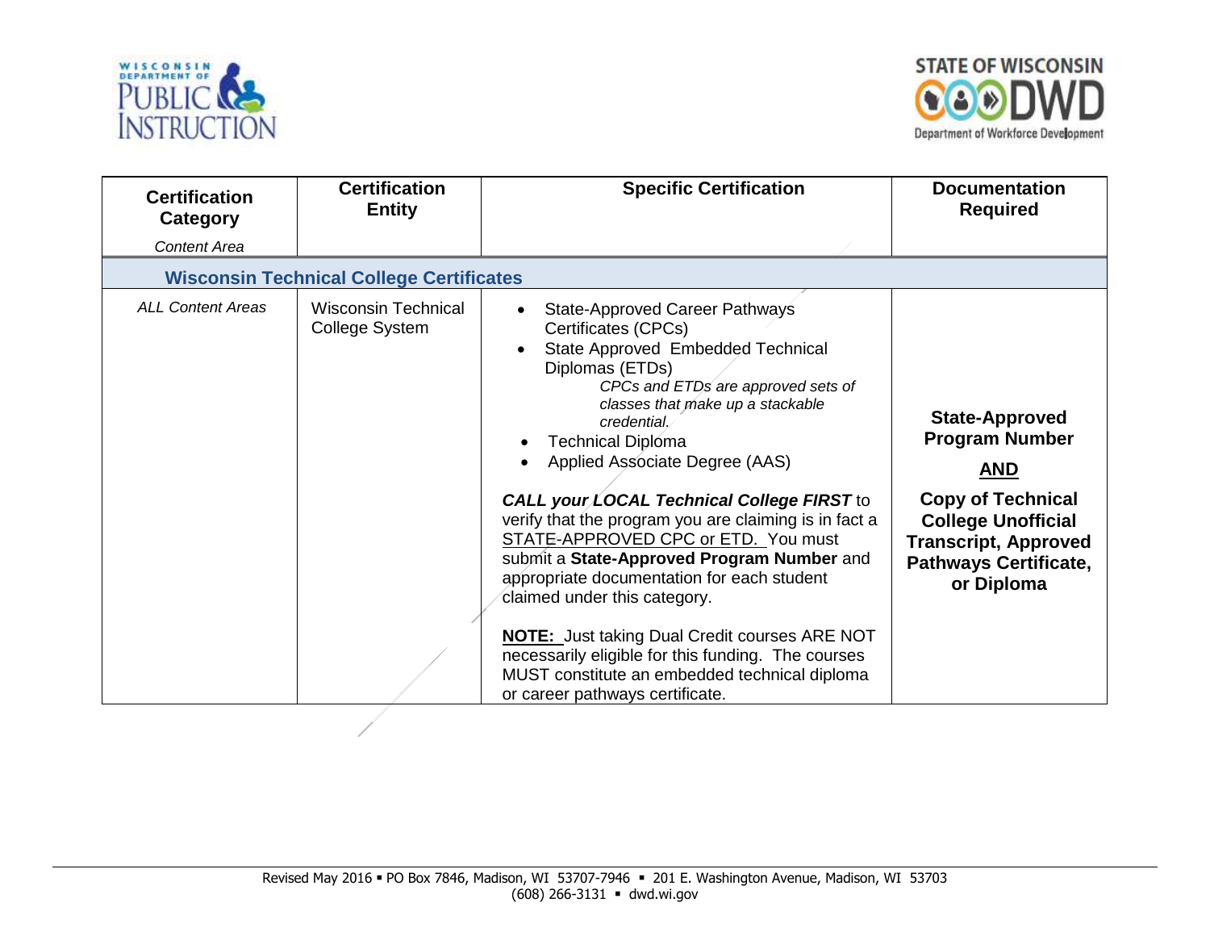| Certification Category<br>*Content Area* | Certification Entity | Specific Certification | Documentation Required |
|---|---|---|---|
| **Wisconsin Technical College Certificates** | | | |
| *ALL Content Areas* | Wisconsin Technical College System | • State-Approved Career Pathways Certificates (CPCs)<br>• State Approved Embedded Technical Diplomas (ETDs)<br>*CPCs and ETDs are approved sets of classes that make up a stackable credential.*<br>• Technical Diploma<br>• Applied Associate Degree (AAS)<br><br>***CALL your LOCAL Technical College FIRST*** to verify that the program you are claiming is in fact a STATE-APPROVED CPC or ETD. You must submit a **State-Approved Program Number** and appropriate documentation for each student claimed under this category.<br><br>**NOTE:** Just taking Dual Credit courses ARE NOT necessarily eligible for this funding. The courses MUST constitute an embedded technical diploma or career pathways certificate. | **State-Approved Program Number**<br><br>**AND**<br><br>**Copy of Technical College Unofficial Transcript, Approved Pathways Certificate, or Diploma** |

Revised May 2016 ▪ PO Box 7846, Madison, WI 53707-7946 ▪ 201 E. Washington Avenue, Madison, WI 53703
(608) 266-3131 ▪ dwd.wi.gov